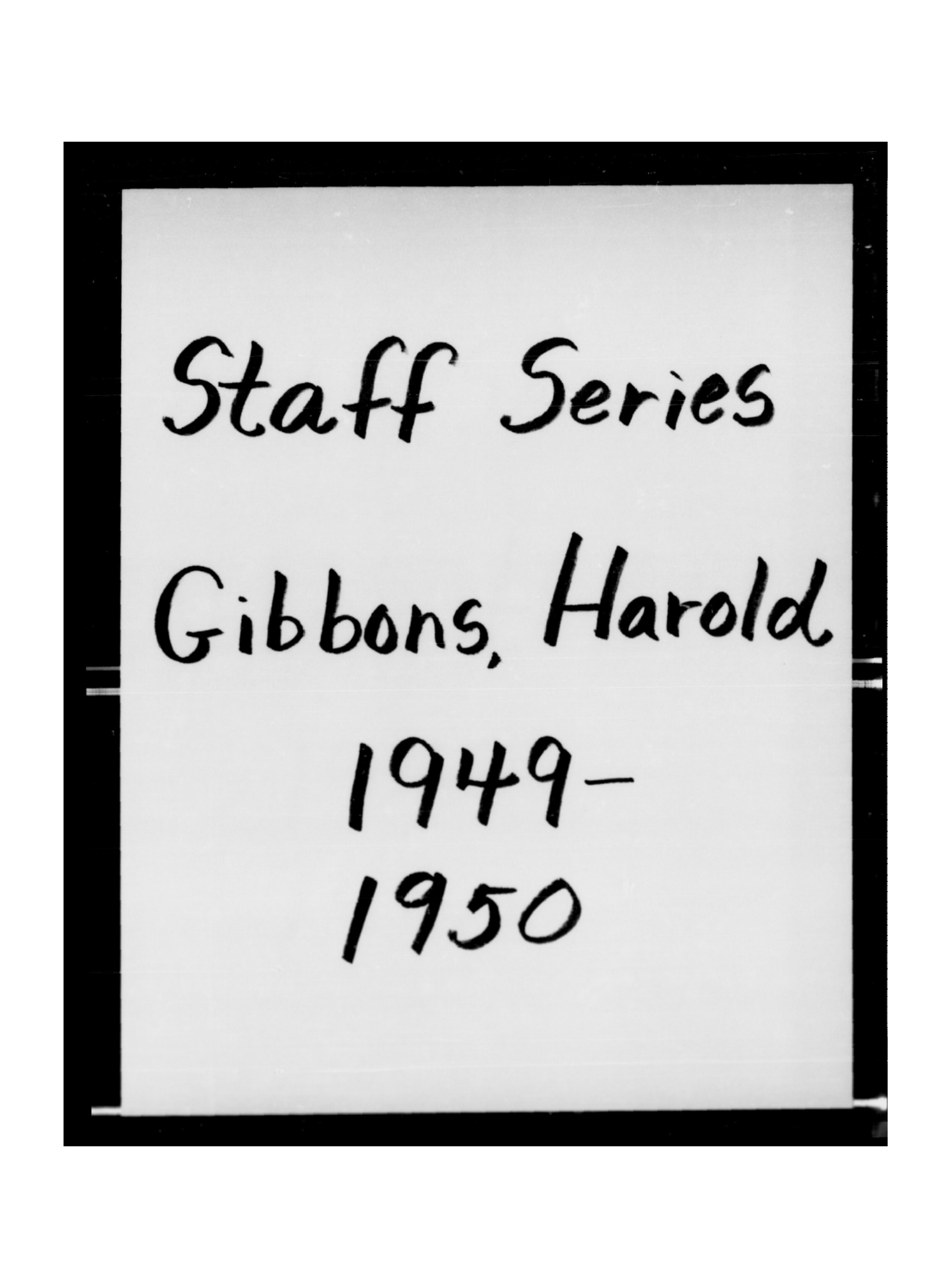Staff Series

Gibbons, Harold

1949-
1950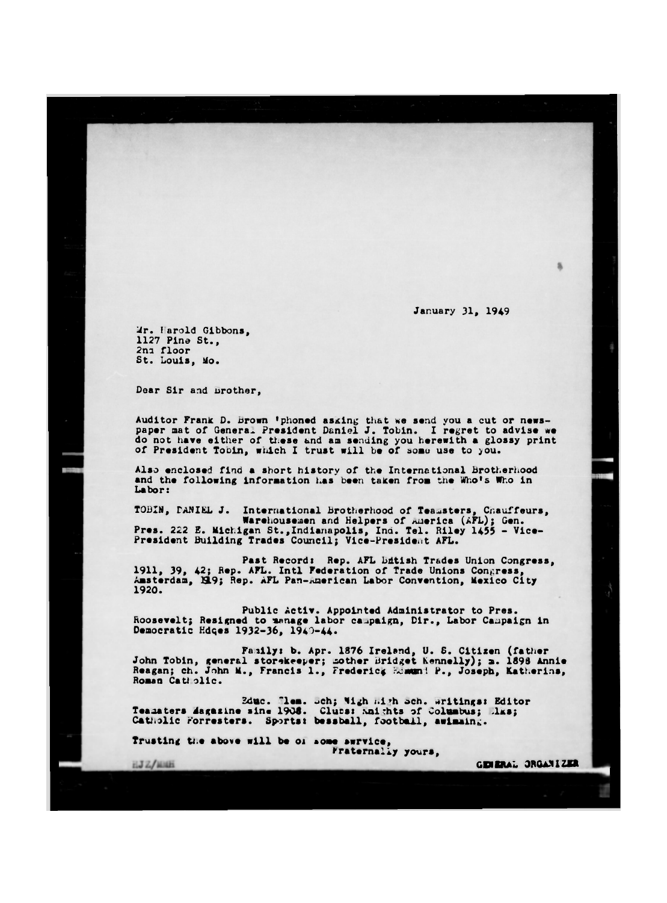January 31, 1949

Mr. Harold Gibbons,
1127 Pine St.,
2nd floor
St. Louis, Mo.

Dear Sir and Brother,

Auditor Frank D. Brown 'phoned asking that we send you a cut or newspaper mat of General President Daniel J. Tobin. I regret to advise we do not have either of these and am sending you herewith a glossy print of President Tobin, which I trust will be of some use to you.

Also enclosed find a short history of the International Brotherhood and the following information has been taken from the Who's Who in Labor:

TOBIN, DANIEL J. International Brotherhood of Teamsters, Chauffeurs, Warehousemen and Helpers of America (AFL); Gen. Pres. 222 E. Michigan St.,Indianapolis, Ind. Tel. Riley 1455 - Vice-President Building Trades Council; Vice-President AFL.

Past Record: Rep. AFL British Trades Union Congress, 1911, 39, 42; Rep. AFL. Intl Federation of Trade Unions Congress, Amsterdam, 1919; Rep. AFL Pan-American Labor Convention, Mexico City 1920.

Public Activ. Appointed Administrator to Pres. Roosevelt; Resigned to manage labor campaign, Dir., Labor Campaign in Democratic Hdqes 1932-36, 1940-44.

Family: b. Apr. 1876 Ireland, U. S. Citizen (father John Tobin, general storekeeper; mother Bridget Kennelly); m. 1898 Annie Reagan; ch. John M., Francis L., Frederick Edmund P., Joseph, Katherine, Roman Catholic.

Educ. Elem. Sch; Nigh High Sch. Writings: Editor Teamsters Magazine sine 1908. Clubs: Knights of Columbus; Elks; Catholic Forresters. Sports: bessball, football, swimming.

Trusting the above will be of some service,

Fraternally yours,

GENERAL ORGANIZER

EJZ/MMH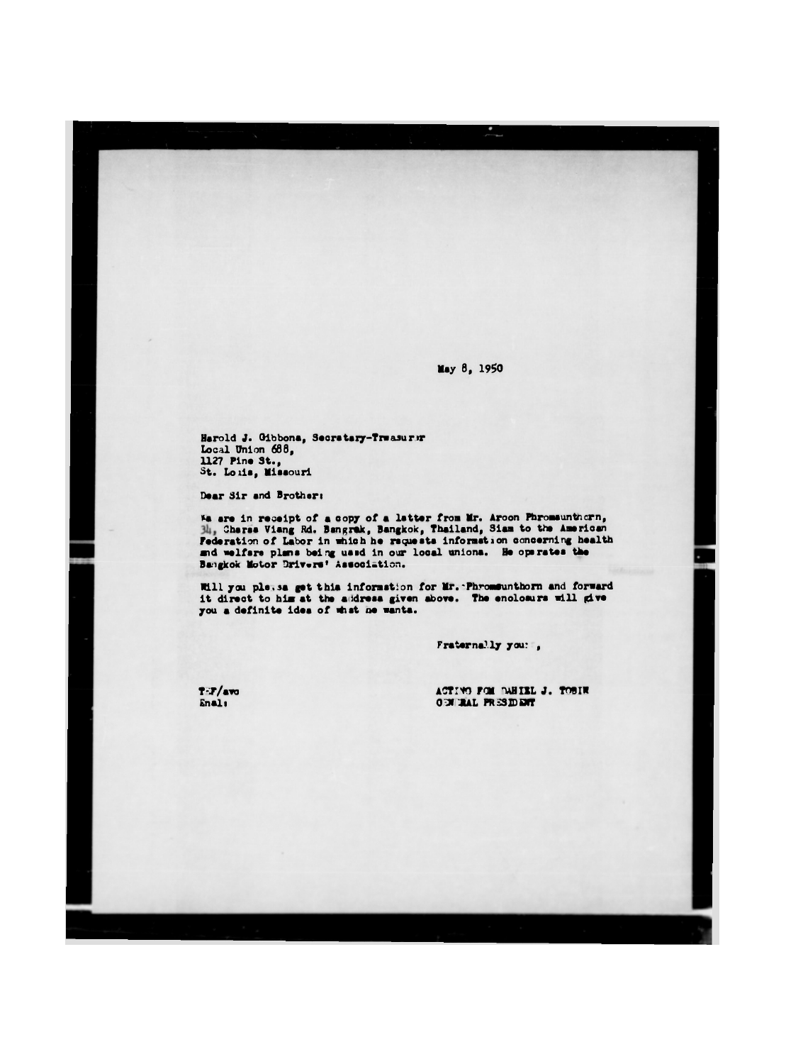May 8, 1950

Harold J. Gibbons, Secretary-Treasurer
Local Union 688,
1127 Pine St.,
St. Louis, Missouri

Dear Sir and Brother:

We are in receipt of a copy of a letter from Mr. Aroon Phromsunthorn, 34, Charse Viang Rd. Bangrak, Bangkok, Thailand, Siam to the American Federation of Labor in which he requests information concerning health and welfare plans being used in our local unions. He operates the Bangkok Motor Drivers' Association.

Will you please get this information for Mr. Phromsunthorn and forward it direct to him at the address given above. The enclosure will give you a definite idea of what he wants.

Fraternally yours,

ACTING FOR DANIEL J. TOBIN
GENERAL PRESIDENT

T-F/avo
Encl: